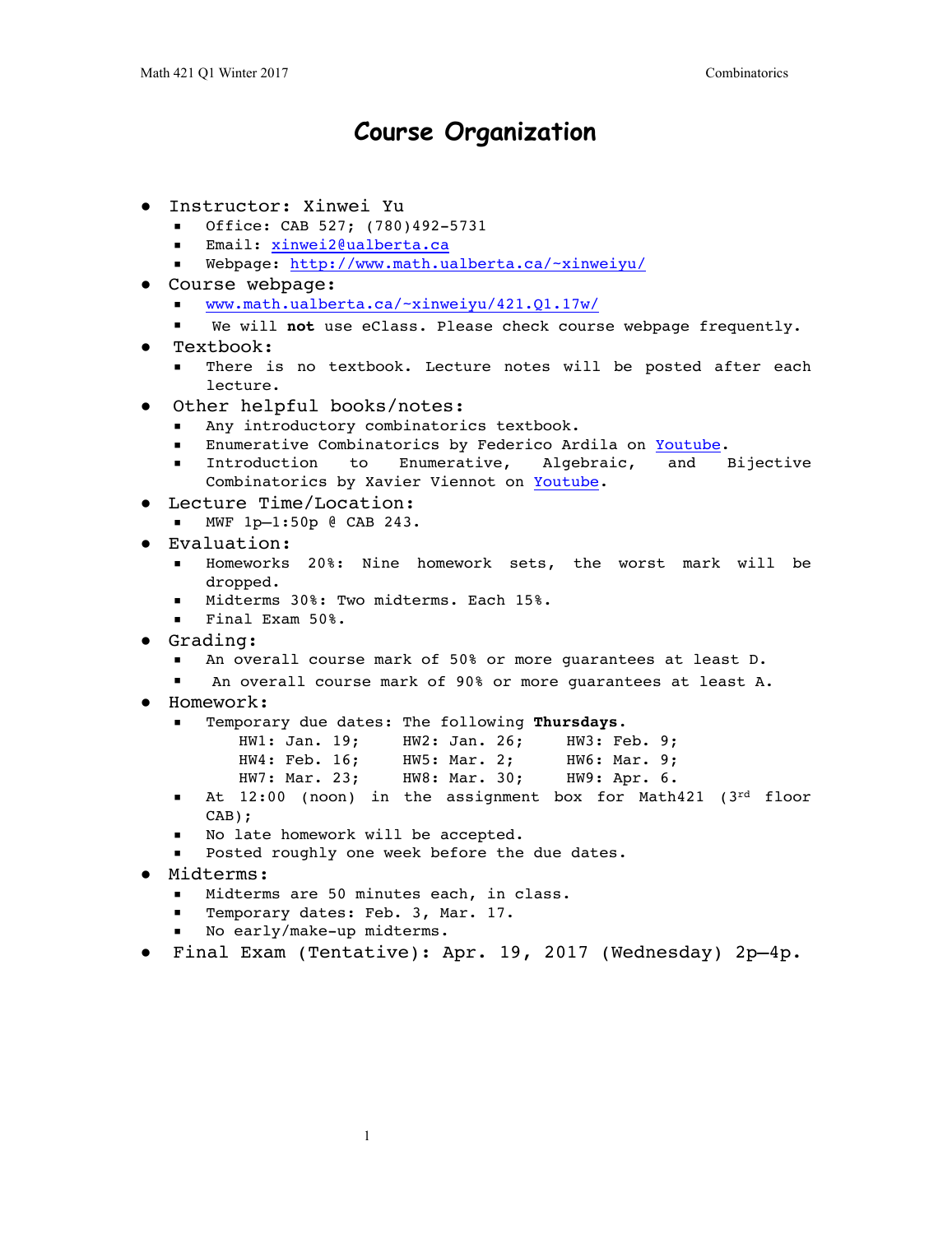# Course Organization

- Instructor: Xinwei Yu
  - Office: CAB 527; (780)492-5731
  - Email: xinwei2@ualberta.ca
  - Webpage: http://www.math.ualberta.ca/~xinweiyu/
- Course webpage:
  - www.math.ualberta.ca/~xinweiyu/421.Q1.17w/
  - We will **not** use eClass. Please check course webpage frequently.
- Textbook:
  - There is no textbook. Lecture notes will be posted after each lecture.
- Other helpful books/notes:
  - Any introductory combinatorics textbook.
  - Enumerative Combinatorics by Federico Ardila on Youtube.
  - Introduction to Enumerative, Algebraic, and Bijective Combinatorics by Xavier Viennot on Youtube.
- Lecture Time/Location:
  - MWF 1p–1:50p @ CAB 243.
- Evaluation:
  - Homeworks 20%: Nine homework sets, the worst mark will be dropped.
  - Midterms 30%: Two midterms. Each 15%.
  - Final Exam 50%.
- Grading:
  - An overall course mark of 50% or more guarantees at least D.
  - An overall course mark of 90% or more guarantees at least A.
- Homework:
  - Temporary due dates: The following **Thursdays**.

    HW1: Jan. 19; HW2: Jan. 26; HW3: Feb. 9;
    HW4: Feb. 16; HW5: Mar. 2; HW6: Mar. 9;
    HW7: Mar. 23; HW8: Mar. 30; HW9: Apr. 6.
  - At 12:00 (noon) in the assignment box for Math421 (3rd floor CAB);
  - No late homework will be accepted.
  - Posted roughly one week before the due dates.
- Midterms:
  - Midterms are 50 minutes each, in class.
  - Temporary dates: Feb. 3, Mar. 17.
  - No early/make-up midterms.
- Final Exam (Tentative): Apr. 19, 2017 (Wednesday) 2p–4p.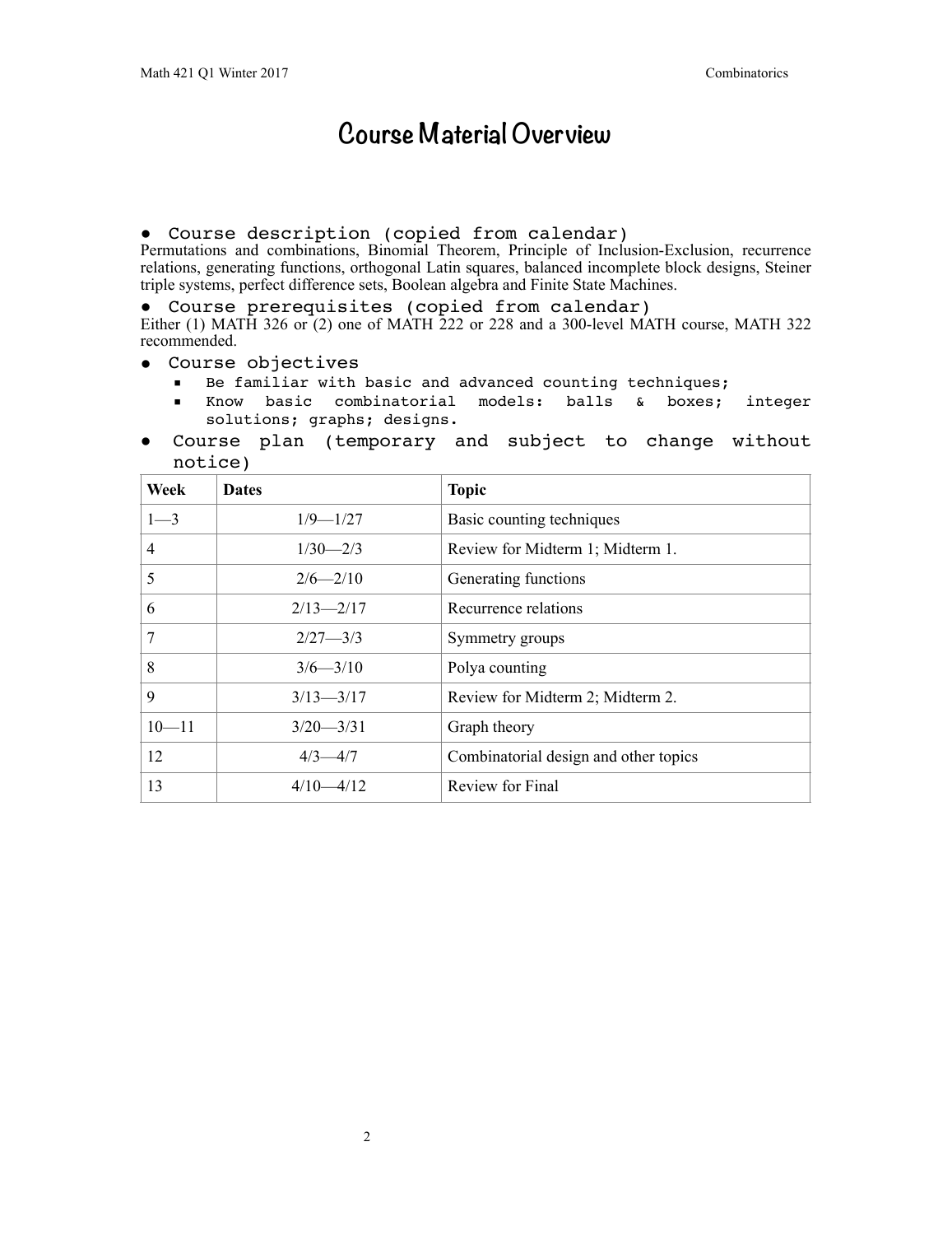# Course Material Overview

- **Course description (copied from calendar)**

Permutations and combinations, Binomial Theorem, Principle of Inclusion-Exclusion, recurrence relations, generating functions, orthogonal Latin squares, balanced incomplete block designs, Steiner triple systems, perfect difference sets, Boolean algebra and Finite State Machines.

- **Course prerequisites (copied from calendar)**

Either (1) MATH 326 or (2) one of MATH 222 or 228 and a 300-level MATH course, MATH 322 recommended.

- **Course objectives**
  - Be familiar with basic and advanced counting techniques;
  - Know basic combinatorial models: balls & boxes; integer solutions; graphs; designs.

- **Course plan (temporary and subject to change without notice)**

| Week | Dates | Topic |
|---|---|---|
| 1—3 | 1/9—1/27 | Basic counting techniques |
| 4 | 1/30—2/3 | Review for Midterm 1; Midterm 1. |
| 5 | 2/6—2/10 | Generating functions |
| 6 | 2/13—2/17 | Recurrence relations |
| 7 | 2/27—3/3 | Symmetry groups |
| 8 | 3/6—3/10 | Polya counting |
| 9 | 3/13—3/17 | Review for Midterm 2; Midterm 2. |
| 10—11 | 3/20—3/31 | Graph theory |
| 12 | 4/3—4/7 | Combinatorial design and other topics |
| 13 | 4/10—4/12 | Review for Final |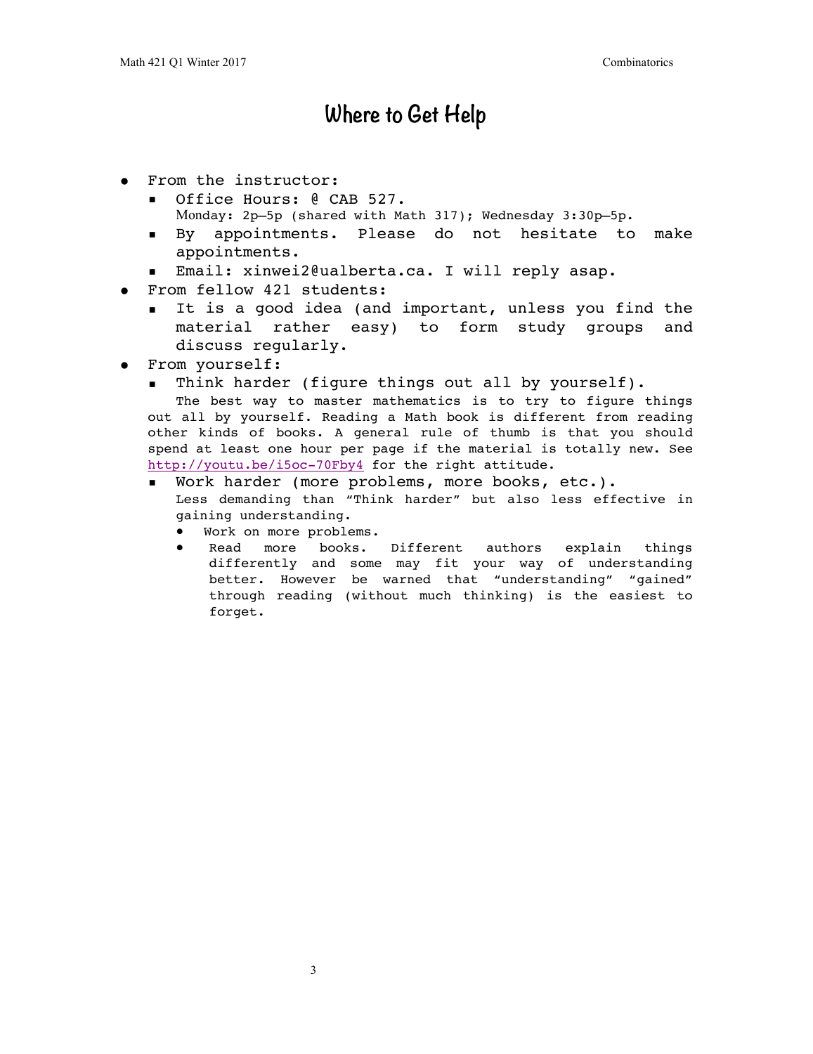# Where to Get Help

- From the instructor:
  - Office Hours: @ CAB 527.
    Monday: 2p–5p (shared with Math 317); Wednesday 3:30p–5p.
  - By appointments. Please do not hesitate to make appointments.
  - Email: xinwei2@ualberta.ca. I will reply asap.
- From fellow 421 students:
  - It is a good idea (and important, unless you find the material rather easy) to form study groups and discuss regularly.
- From yourself:
  - Think harder (figure things out all by yourself).
    The best way to master mathematics is to try to figure things out all by yourself. Reading a Math book is different from reading other kinds of books. A general rule of thumb is that you should spend at least one hour per page if the material is totally new. See http://youtu.be/i5oc-70Fby4 for the right attitude.
  - Work harder (more problems, more books, etc.).
    Less demanding than "Think harder" but also less effective in gaining understanding.
    - Work on more problems.
    - Read more books. Different authors explain things differently and some may fit your way of understanding better. However be warned that "understanding" "gained" through reading (without much thinking) is the easiest to forget.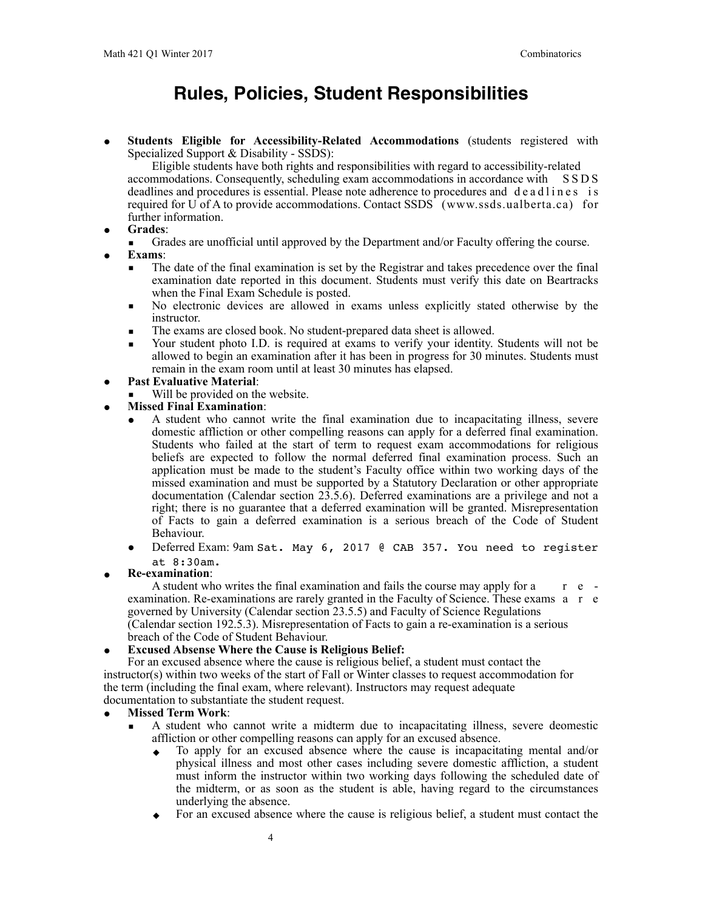# Rules, Policies, Student Responsibilities

- **Students Eligible for Accessibility-Related Accommodations** (students registered with Specialized Support & Disability - SSDS):
  Eligible students have both rights and responsibilities with regard to accessibility-related accommodations. Consequently, scheduling exam accommodations in accordance with SSDS deadlines and procedures is essential. Please note adherence to procedures and deadlines is required for U of A to provide accommodations. Contact SSDS (www.ssds.ualberta.ca) for further information.
- **Grades**:
  - Grades are unofficial until approved by the Department and/or Faculty offering the course.
- **Exams**:
  - The date of the final examination is set by the Registrar and takes precedence over the final examination date reported in this document. Students must verify this date on Beartracks when the Final Exam Schedule is posted.
  - No electronic devices are allowed in exams unless explicitly stated otherwise by the instructor.
  - The exams are closed book. No student-prepared data sheet is allowed.
  - Your student photo I.D. is required at exams to verify your identity. Students will not be allowed to begin an examination after it has been in progress for 30 minutes. Students must remain in the exam room until at least 30 minutes has elapsed.
- **Past Evaluative Material**:
  - Will be provided on the website.
- **Missed Final Examination**:
  - A student who cannot write the final examination due to incapacitating illness, severe domestic affliction or other compelling reasons can apply for a deferred final examination. Students who failed at the start of term to request exam accommodations for religious beliefs are expected to follow the normal deferred final examination process. Such an application must be made to the student's Faculty office within two working days of the missed examination and must be supported by a Statutory Declaration or other appropriate documentation (Calendar section 23.5.6). Deferred examinations are a privilege and not a right; there is no guarantee that a deferred examination will be granted. Misrepresentation of Facts to gain a deferred examination is a serious breach of the Code of Student Behaviour.
  - Deferred Exam: 9am Sat. May 6, 2017 @ CAB 357. You need to register at 8:30am.
- **Re-examination**:
  A student who writes the final examination and fails the course may apply for a re-examination. Re-examinations are rarely granted in the Faculty of Science. These exams are governed by University (Calendar section 23.5.5) and Faculty of Science Regulations (Calendar section 192.5.3). Misrepresentation of Facts to gain a re-examination is a serious breach of the Code of Student Behaviour.
- **Excused Absense Where the Cause is Religious Belief:**
  For an excused absence where the cause is religious belief, a student must contact the instructor(s) within two weeks of the start of Fall or Winter classes to request accommodation for the term (including the final exam, where relevant). Instructors may request adequate documentation to substantiate the student request.
- **Missed Term Work**:
  - A student who cannot write a midterm due to incapacitating illness, severe deomestic affliction or other compelling reasons can apply for an excused absence.
    - To apply for an excused absence where the cause is incapacitating mental and/or physical illness and most other cases including severe domestic affliction, a student must inform the instructor within two working days following the scheduled date of the midterm, or as soon as the student is able, having regard to the circumstances underlying the absence.
    - For an excused absence where the cause is religious belief, a student must contact the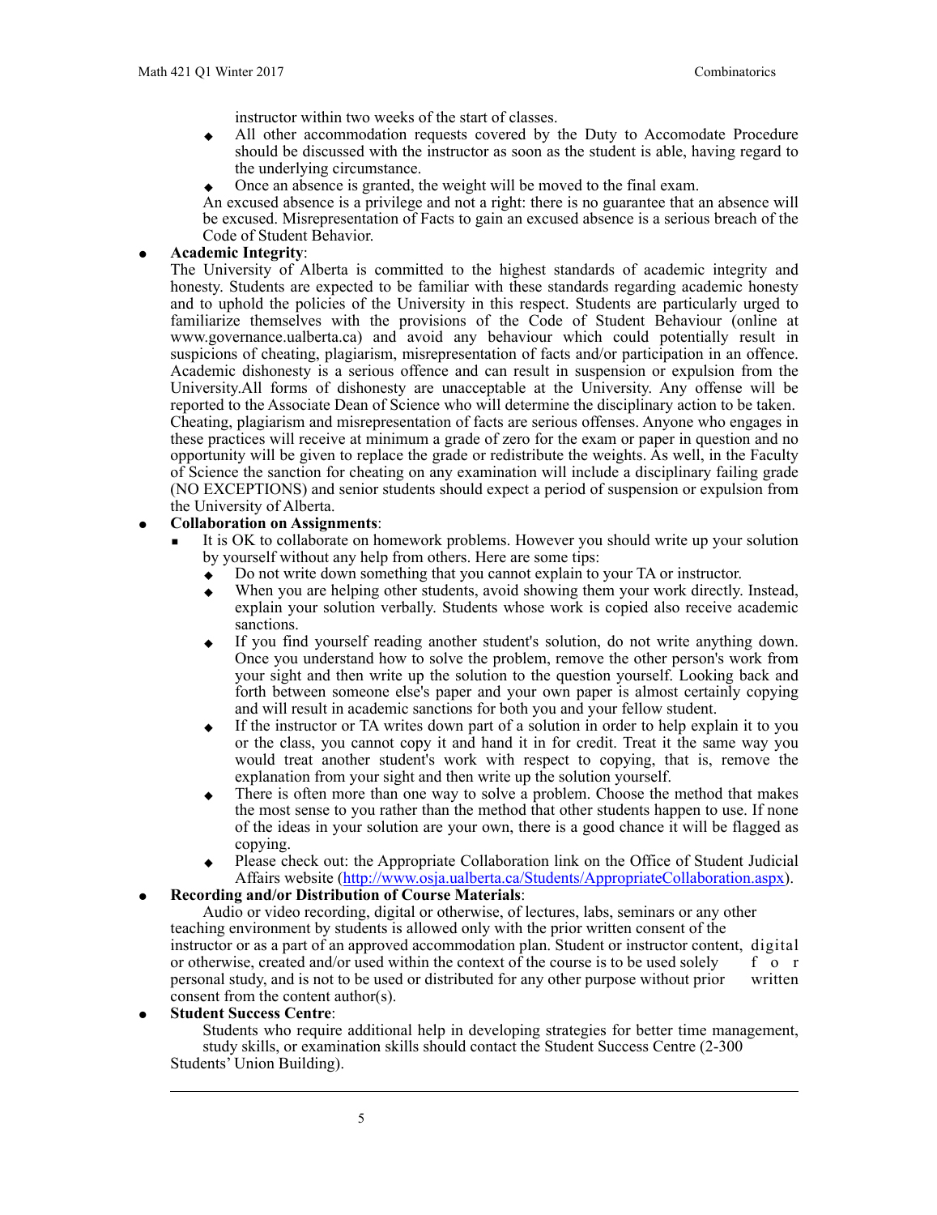instructor within two weeks of the start of classes.

- All other accommodation requests covered by the Duty to Accomodate Procedure should be discussed with the instructor as soon as the student is able, having regard to the underlying circumstance.
- Once an absence is granted, the weight will be moved to the final exam.

An excused absence is a privilege and not a right: there is no guarantee that an absence will be excused. Misrepresentation of Facts to gain an excused absence is a serious breach of the Code of Student Behavior.

- **Academic Integrity**:
  The University of Alberta is committed to the highest standards of academic integrity and honesty. Students are expected to be familiar with these standards regarding academic honesty and to uphold the policies of the University in this respect. Students are particularly urged to familiarize themselves with the provisions of the Code of Student Behaviour (online at www.governance.ualberta.ca) and avoid any behaviour which could potentially result in suspicions of cheating, plagiarism, misrepresentation of facts and/or participation in an offence. Academic dishonesty is a serious offence and can result in suspension or expulsion from the University.All forms of dishonesty are unacceptable at the University. Any offense will be reported to the Associate Dean of Science who will determine the disciplinary action to be taken. Cheating, plagiarism and misrepresentation of facts are serious offenses. Anyone who engages in these practices will receive at minimum a grade of zero for the exam or paper in question and no opportunity will be given to replace the grade or redistribute the weights. As well, in the Faculty of Science the sanction for cheating on any examination will include a disciplinary failing grade (NO EXCEPTIONS) and senior students should expect a period of suspension or expulsion from the University of Alberta.
- **Collaboration on Assignments**:
  - It is OK to collaborate on homework problems. However you should write up your solution by yourself without any help from others. Here are some tips:
    - Do not write down something that you cannot explain to your TA or instructor.
    - When you are helping other students, avoid showing them your work directly. Instead, explain your solution verbally. Students whose work is copied also receive academic sanctions.
    - If you find yourself reading another student's solution, do not write anything down. Once you understand how to solve the problem, remove the other person's work from your sight and then write up the solution to the question yourself. Looking back and forth between someone else's paper and your own paper is almost certainly copying and will result in academic sanctions for both you and your fellow student.
    - If the instructor or TA writes down part of a solution in order to help explain it to you or the class, you cannot copy it and hand it in for credit. Treat it the same way you would treat another student's work with respect to copying, that is, remove the explanation from your sight and then write up the solution yourself.
    - There is often more than one way to solve a problem. Choose the method that makes the most sense to you rather than the method that other students happen to use. If none of the ideas in your solution are your own, there is a good chance it will be flagged as copying.
    - Please check out: the Appropriate Collaboration link on the Office of Student Judicial Affairs website (http://www.osja.ualberta.ca/Students/AppropriateCollaboration.aspx).
- **Recording and/or Distribution of Course Materials**:
  Audio or video recording, digital or otherwise, of lectures, labs, seminars or any other teaching environment by students is allowed only with the prior written consent of the instructor or as a part of an approved accommodation plan. Student or instructor content, digital or otherwise, created and/or used within the context of the course is to be used solely for personal study, and is not to be used or distributed for any other purpose without prior written consent from the content author(s).
- **Student Success Centre**:
  Students who require additional help in developing strategies for better time management, study skills, or examination skills should contact the Student Success Centre (2-300 Students' Union Building).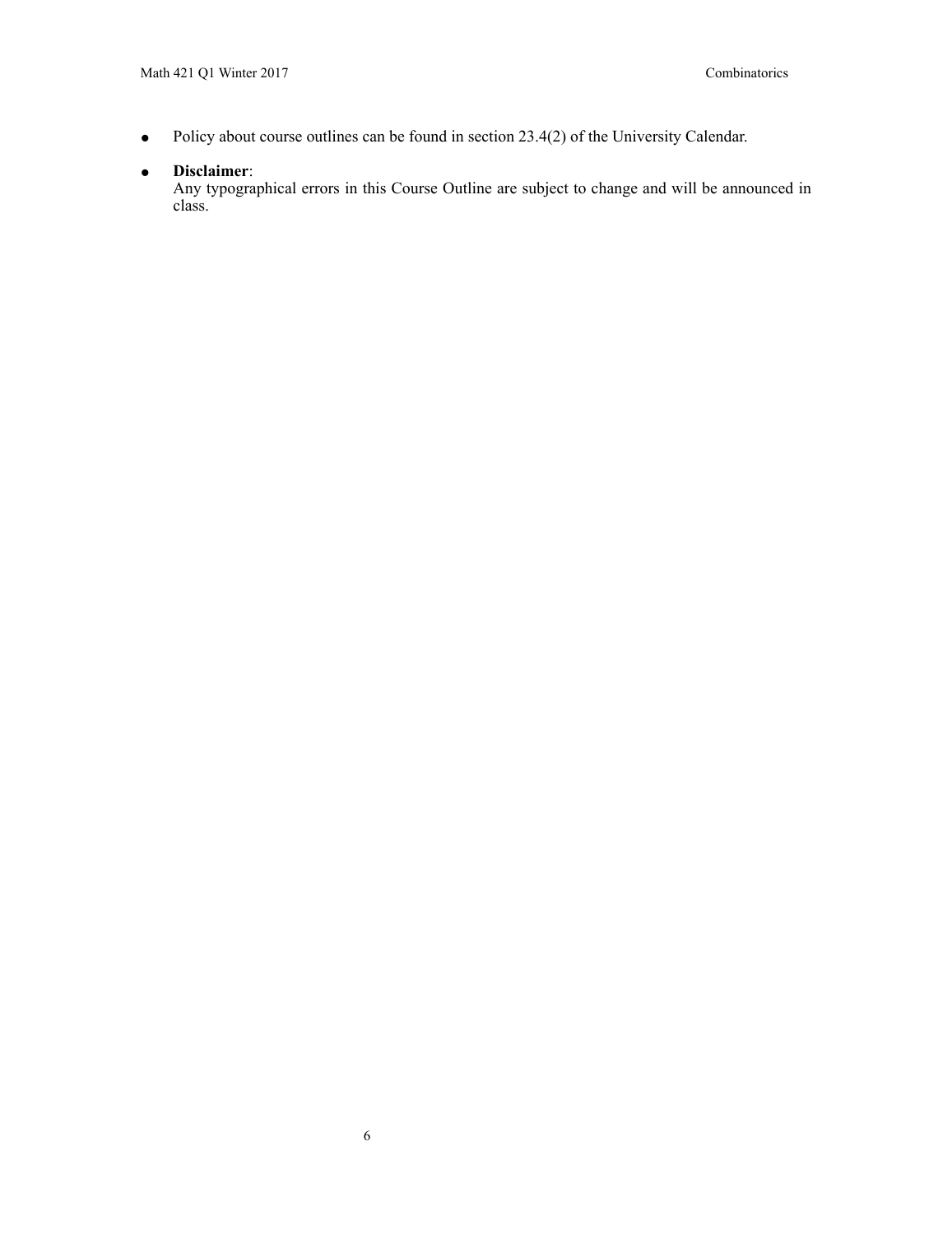- Policy about course outlines can be found in section 23.4(2) of the University Calendar.
- **Disclaimer**:
  Any typographical errors in this Course Outline are subject to change and will be announced in class.